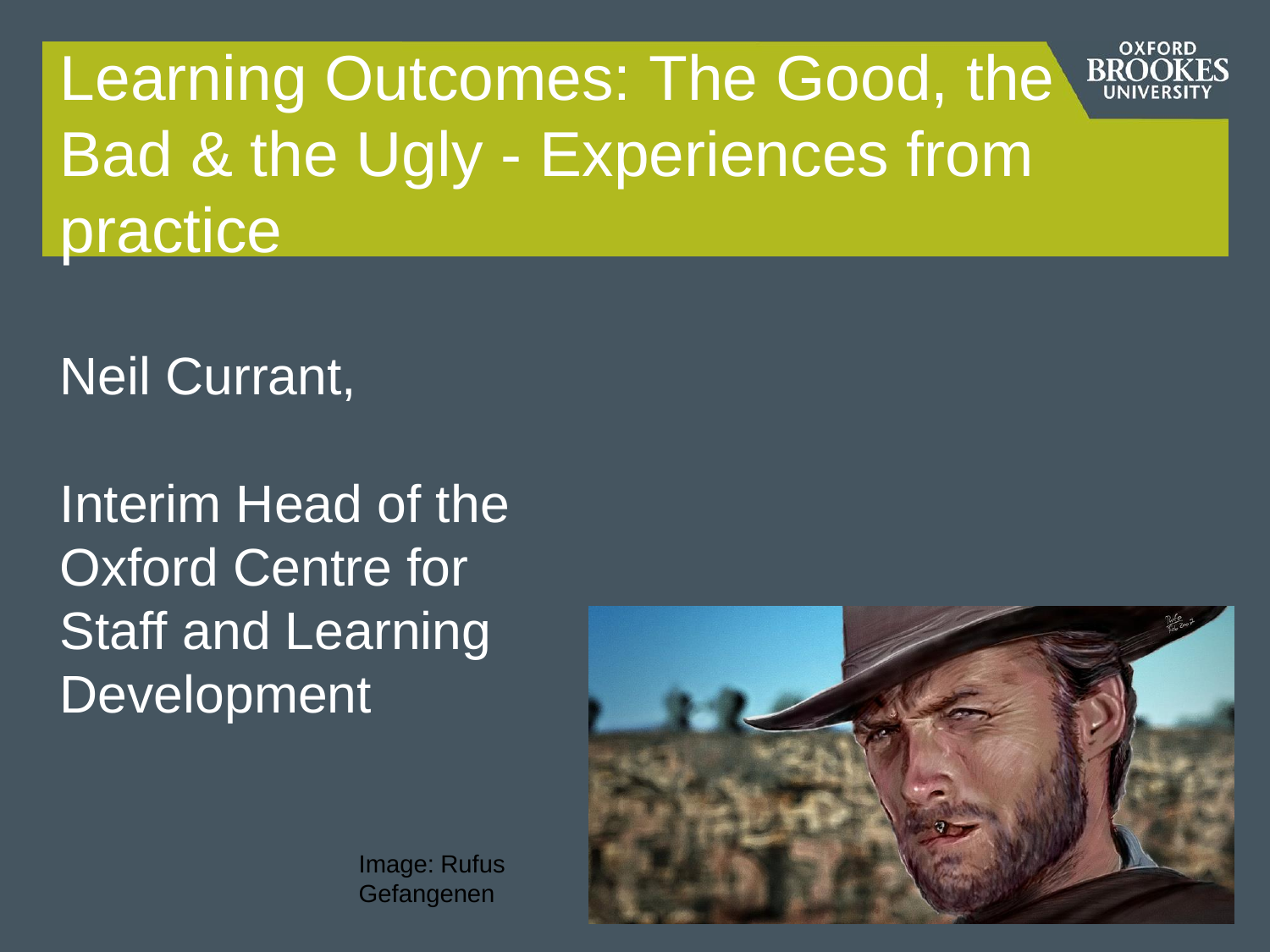# Learning Outcomes: The Good, the Bad & the Ugly - Experiences from practice

Neil Currant,

Interim Head of the Oxford Centre for Staff and Learning Development

Image: Rufus Gefangenen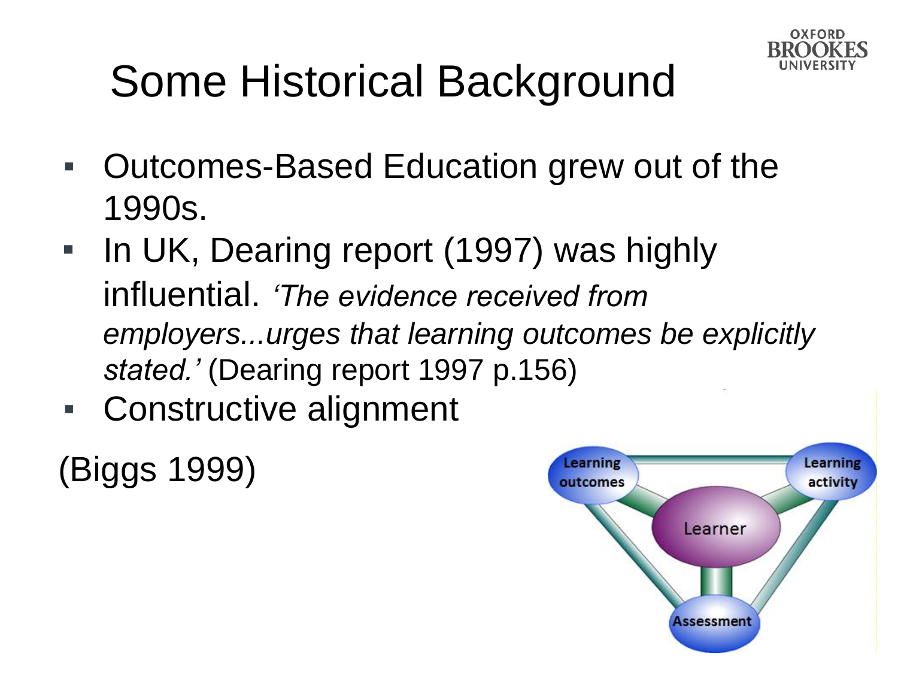# Some Historical Background

- Outcomes-Based Education grew out of the 1990s.
- In UK, Dearing report (1997) was highly influential. *'The evidence received from employers...urges that learning outcomes be explicitly stated.'* (Dearing report 1997 p.156)
- Constructive alignment

(Biggs 1999)

Learning outcomes

Learning activity

Learner

Assessment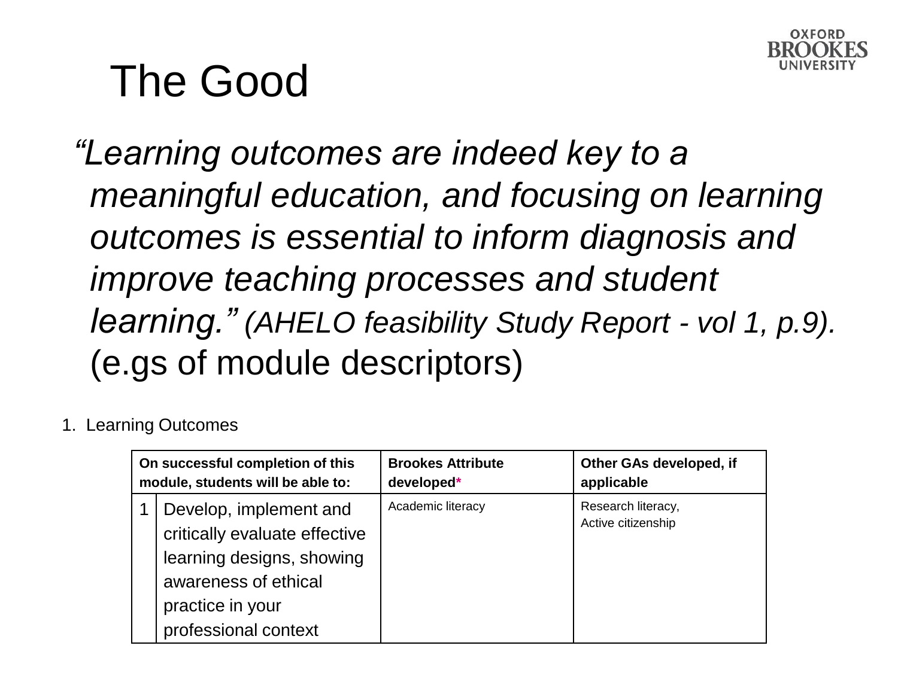# The Good

*"Learning outcomes are indeed key to a meaningful education, and focusing on learning outcomes is essential to inform diagnosis and improve teaching processes and student learning." (AHELO feasibility Study Report - vol 1, p.9).* (e.gs of module descriptors)

1. Learning Outcomes

| On successful completion of this module, students will be able to: | | Brookes Attribute developed* | Other GAs developed, if applicable |
|---|---|---|---|
| 1 | Develop, implement and critically evaluate effective learning designs, showing awareness of ethical practice in your professional context | Academic literacy | Research literacy, Active citizenship |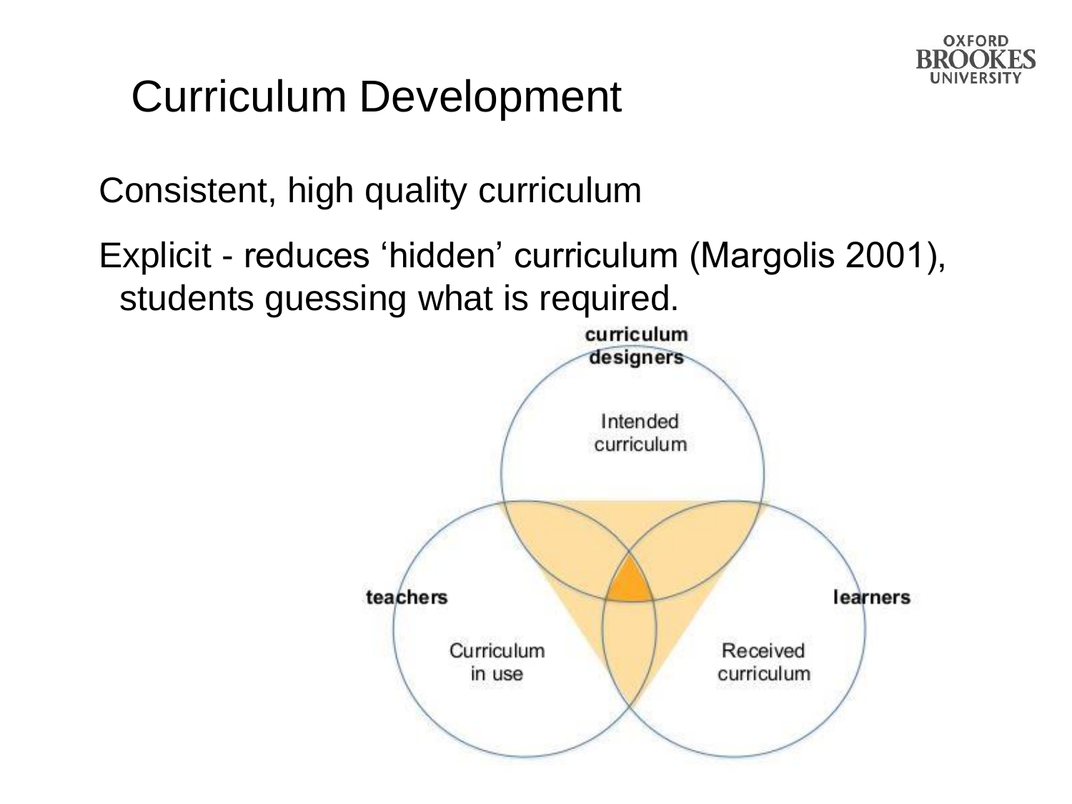# Curriculum Development

Consistent, high quality curriculum

Explicit - reduces 'hidden' curriculum (Margolis 2001), students guessing what is required.

curriculum designers

Intended curriculum

teachers

Curriculum in use

learners

Received curriculum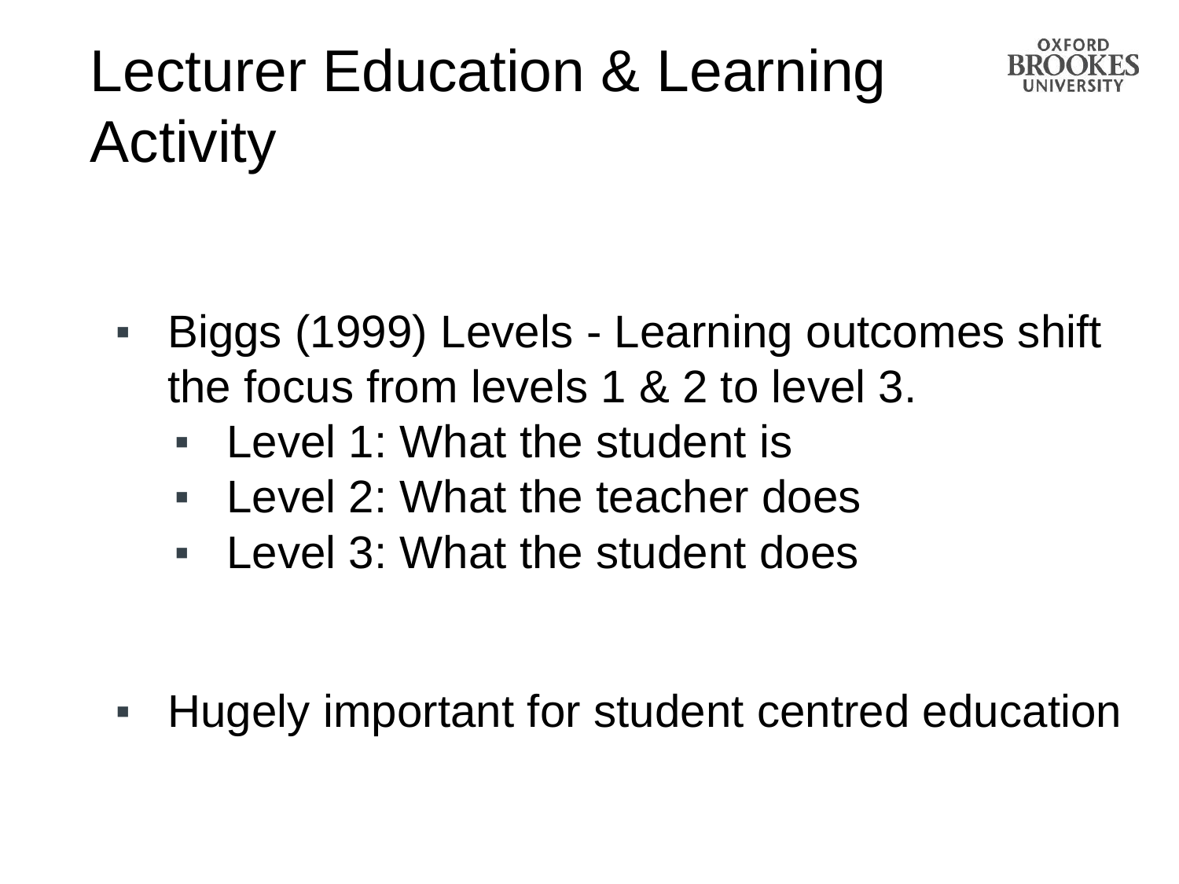# Lecturer Education & Learning Activity

- Biggs (1999) Levels - Learning outcomes shift the focus from levels 1 & 2 to level 3.
  - Level 1: What the student is
  - Level 2: What the teacher does
  - Level 3: What the student does

- Hugely important for student centred education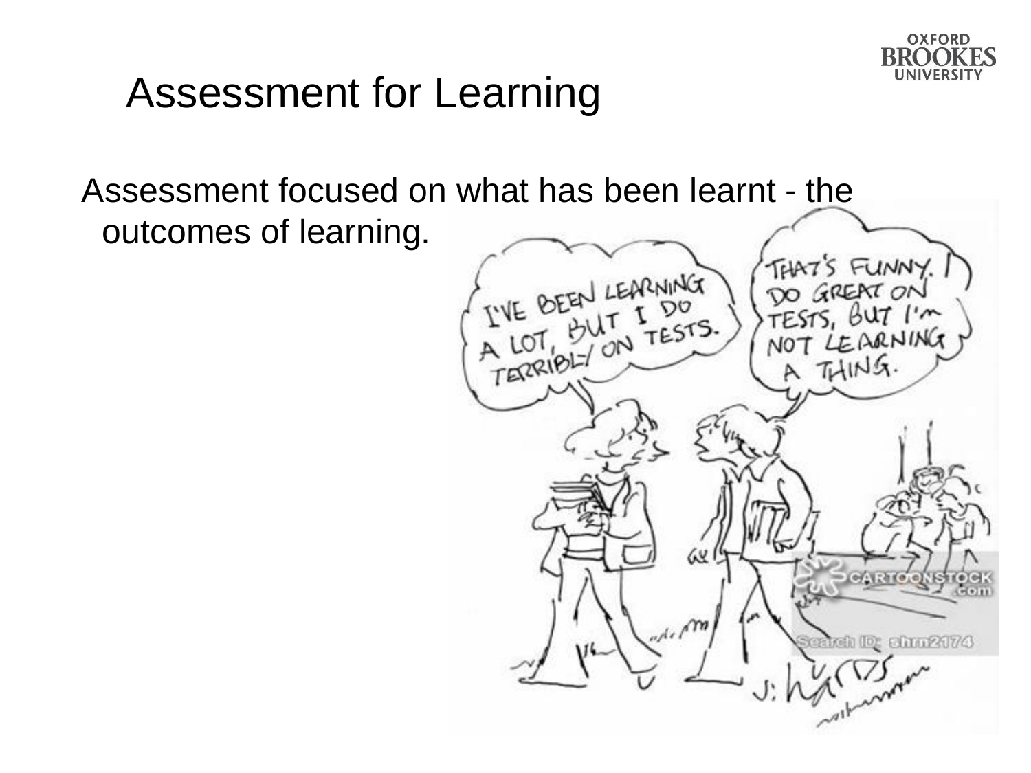# Assessment for Learning

Assessment focused on what has been learnt - the outcomes of learning.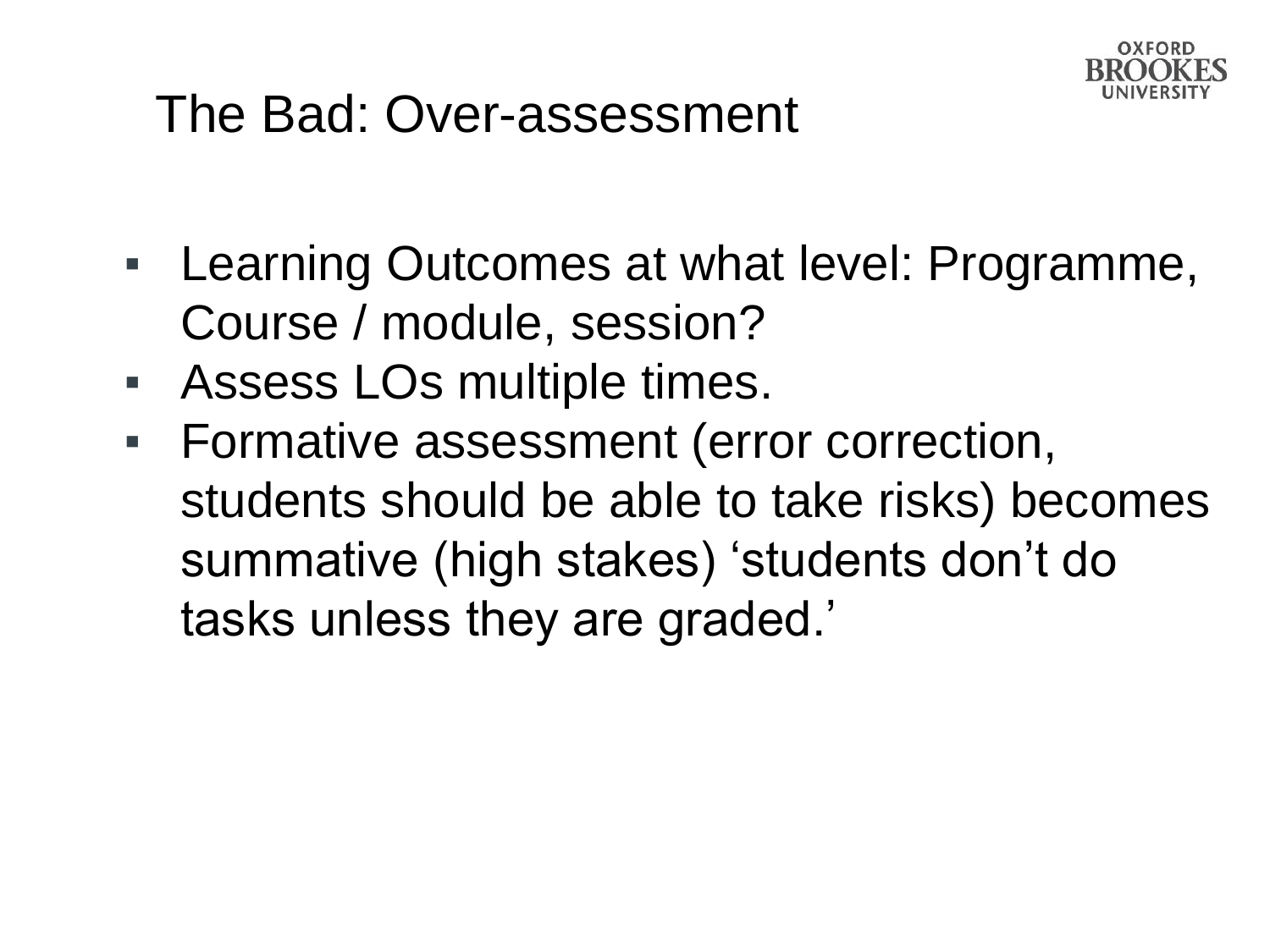# The Bad: Over-assessment

- Learning Outcomes at what level: Programme, Course / module, session?
- Assess LOs multiple times.
- Formative assessment (error correction, students should be able to take risks) becomes summative (high stakes) ‘students don’t do tasks unless they are graded.’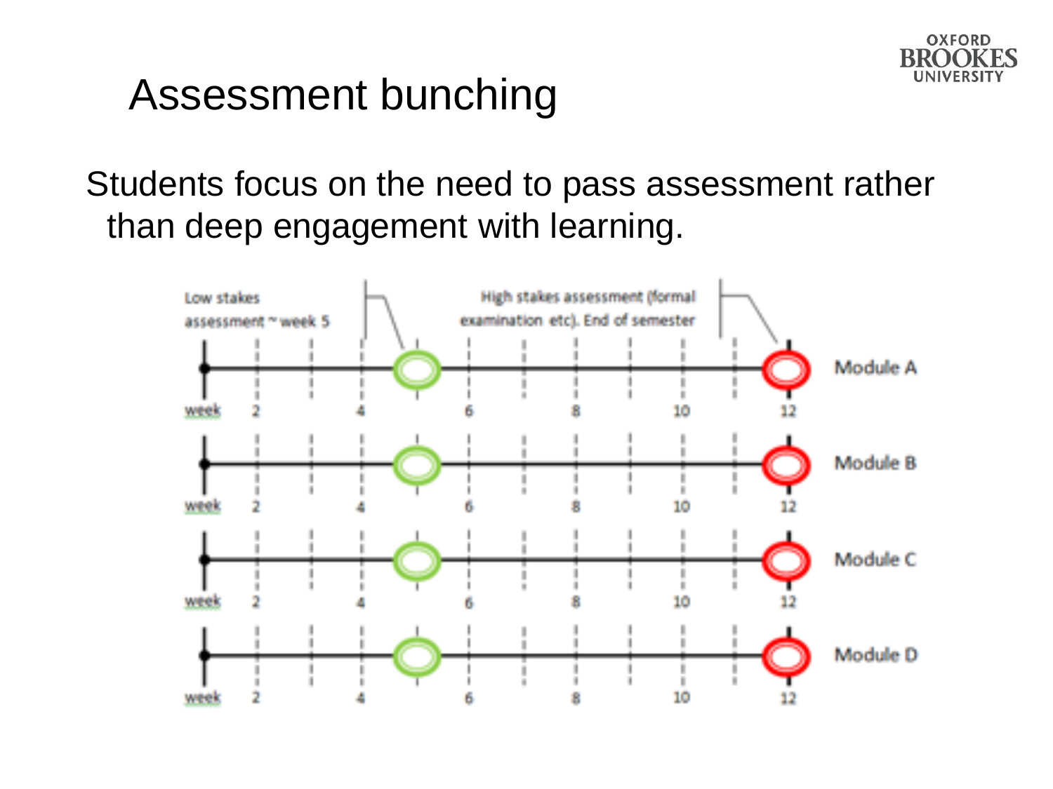# Assessment bunching

Students focus on the need to pass assessment rather than deep engagement with learning.

Low stakes assessment ~ week 5

High stakes assessment (formal examination etc). End of semester

Module A

week 2 4 6 8 10 12

Module B

week 2 4 6 8 10 12

Module C

week 2 4 6 8 10 12

Module D

week 2 4 6 8 10 12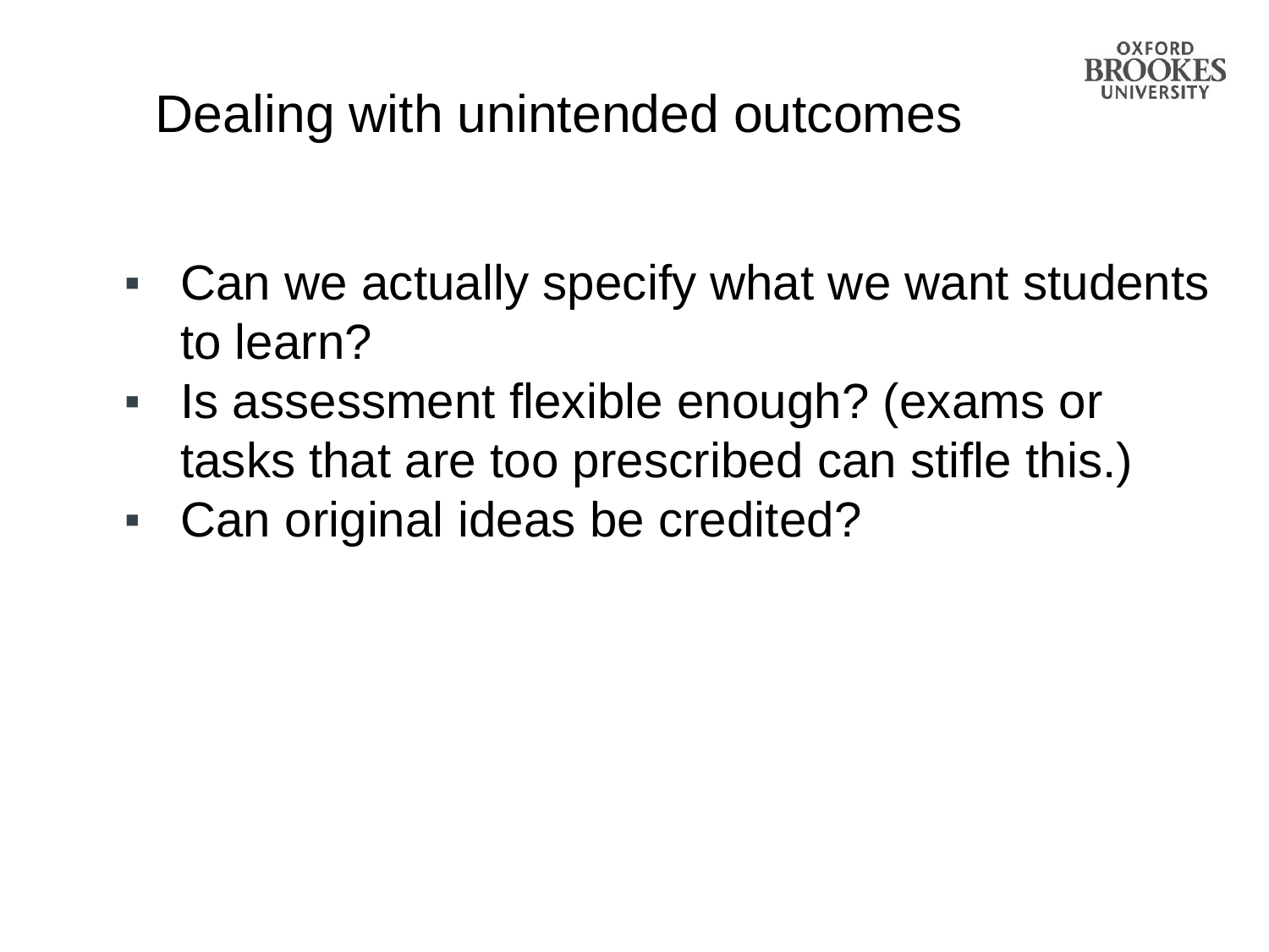# Dealing with unintended outcomes

- Can we actually specify what we want students to learn?
- Is assessment flexible enough? (exams or tasks that are too prescribed can stifle this.)
- Can original ideas be credited?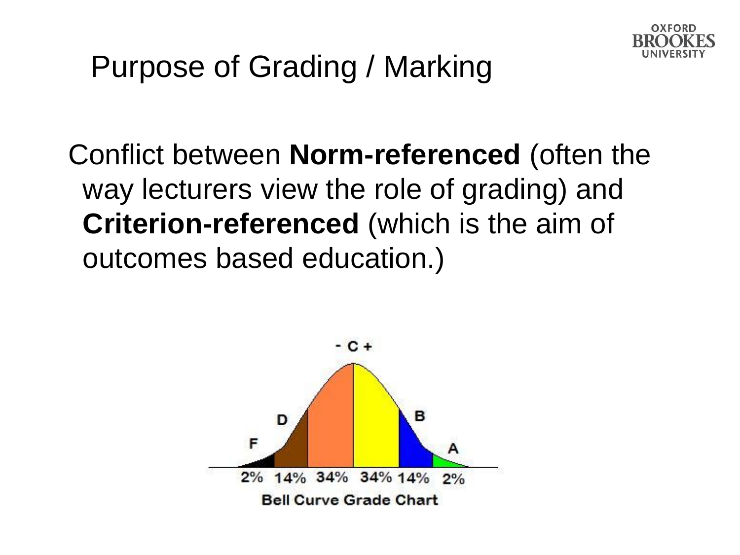# Purpose of Grading / Marking

Conflict between **Norm-referenced** (often the way lecturers view the role of grading) and **Criterion-referenced** (which is the aim of outcomes based education.)

- C +

F D B A

2% 14% 34% 34% 14% 2%

Bell Curve Grade Chart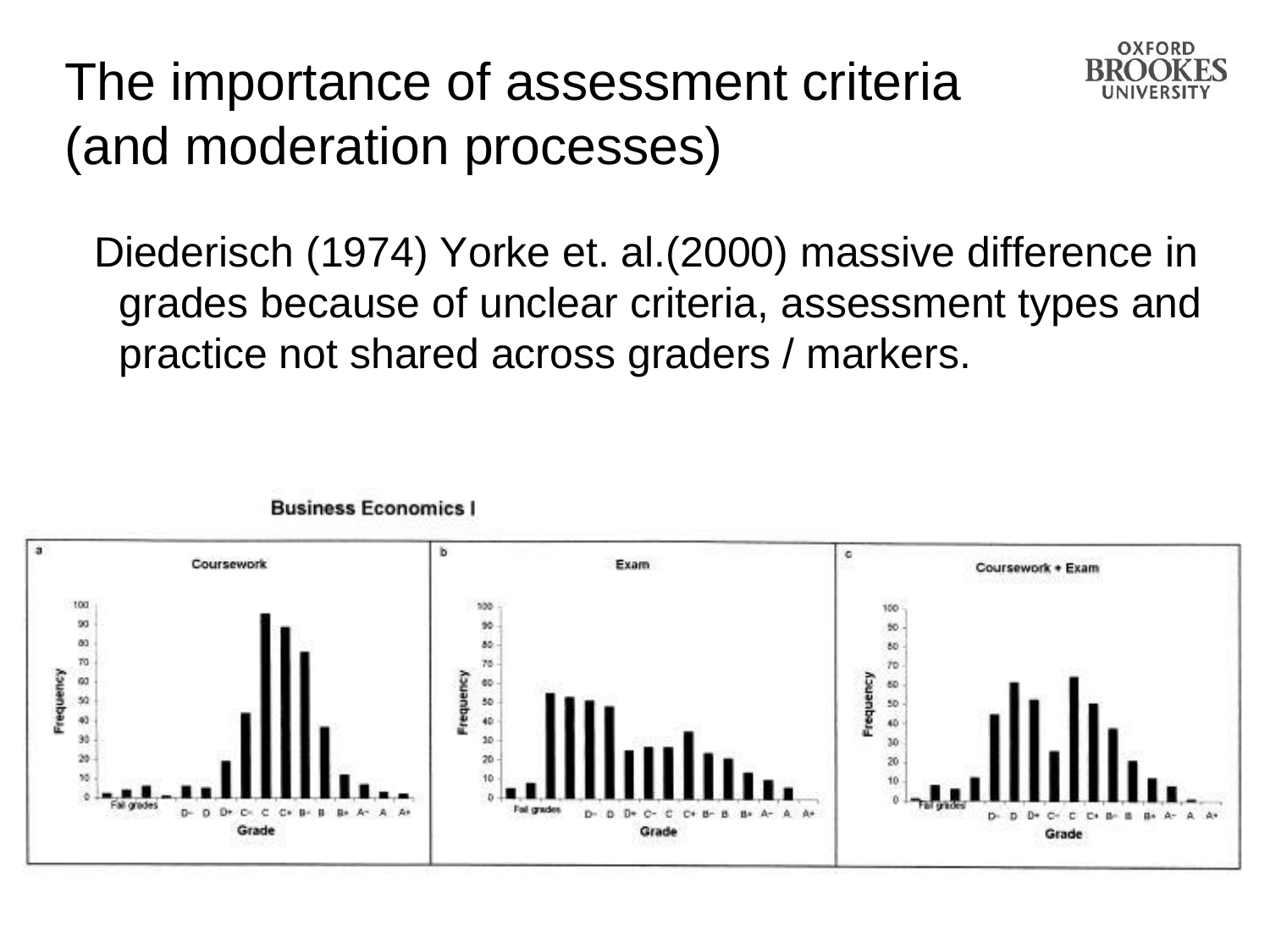# The importance of assessment criteria (and moderation processes)

Diederisch (1974) Yorke et. al.(2000) massive difference in grades because of unclear criteria, assessment types and practice not shared across graders / markers.

**Business Economics I**

a — Coursework

b — Exam

c — Coursework + Exam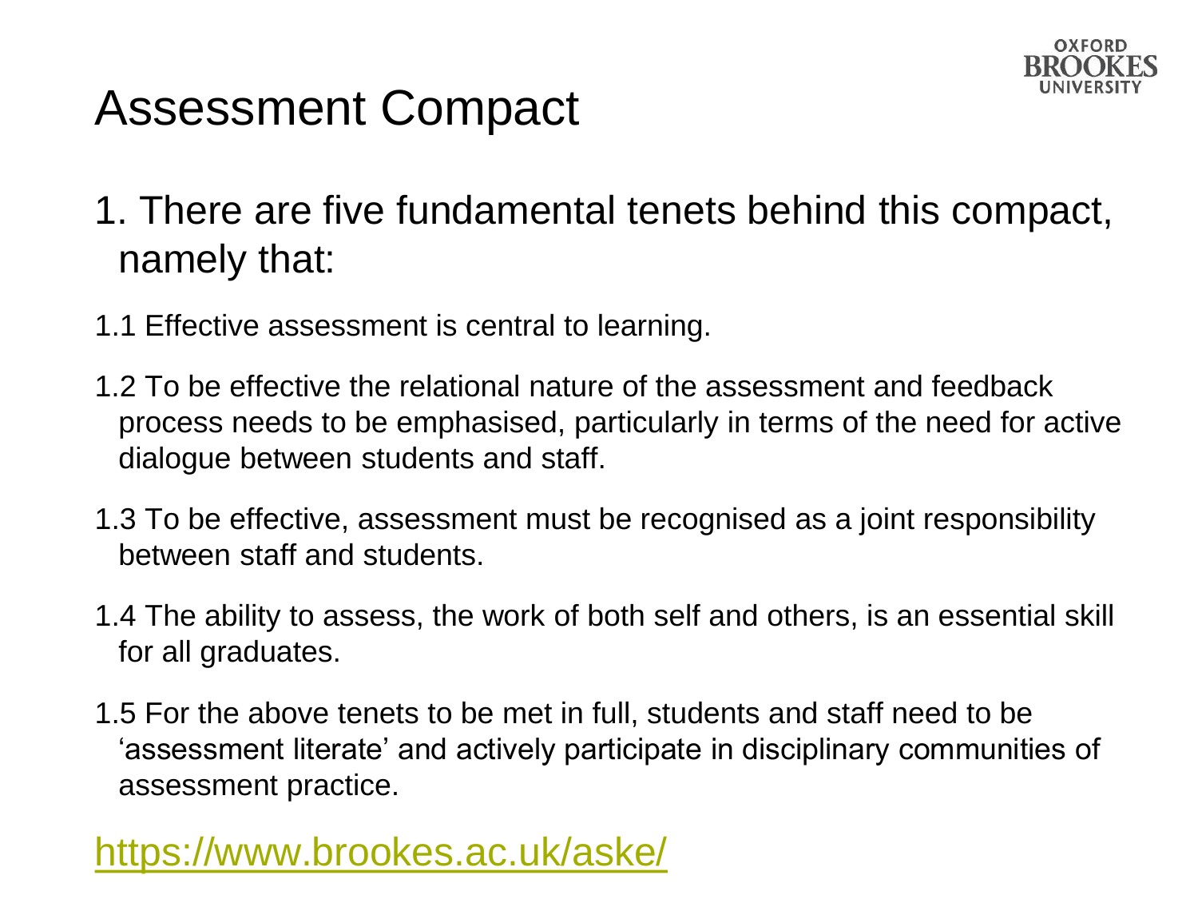# Assessment Compact

1. There are five fundamental tenets behind this compact, namely that:

1.1 Effective assessment is central to learning.

1.2 To be effective the relational nature of the assessment and feedback process needs to be emphasised, particularly in terms of the need for active dialogue between students and staff.

1.3 To be effective, assessment must be recognised as a joint responsibility between staff and students.

1.4 The ability to assess, the work of both self and others, is an essential skill for all graduates.

1.5 For the above tenets to be met in full, students and staff need to be ‘assessment literate’ and actively participate in disciplinary communities of assessment practice.

https://www.brookes.ac.uk/aske/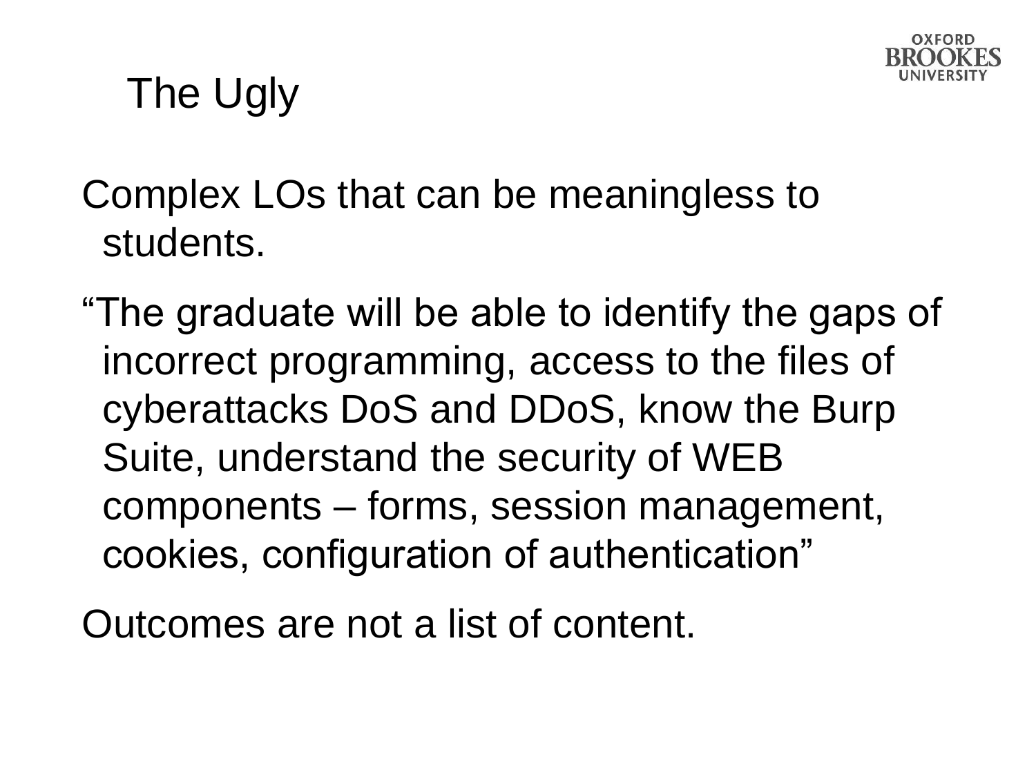# The Ugly

Complex LOs that can be meaningless to students.

“The graduate will be able to identify the gaps of incorrect programming, access to the files of cyberattacks DoS and DDoS, know the Burp Suite, understand the security of WEB components – forms, session management, cookies, configuration of authentication”

Outcomes are not a list of content.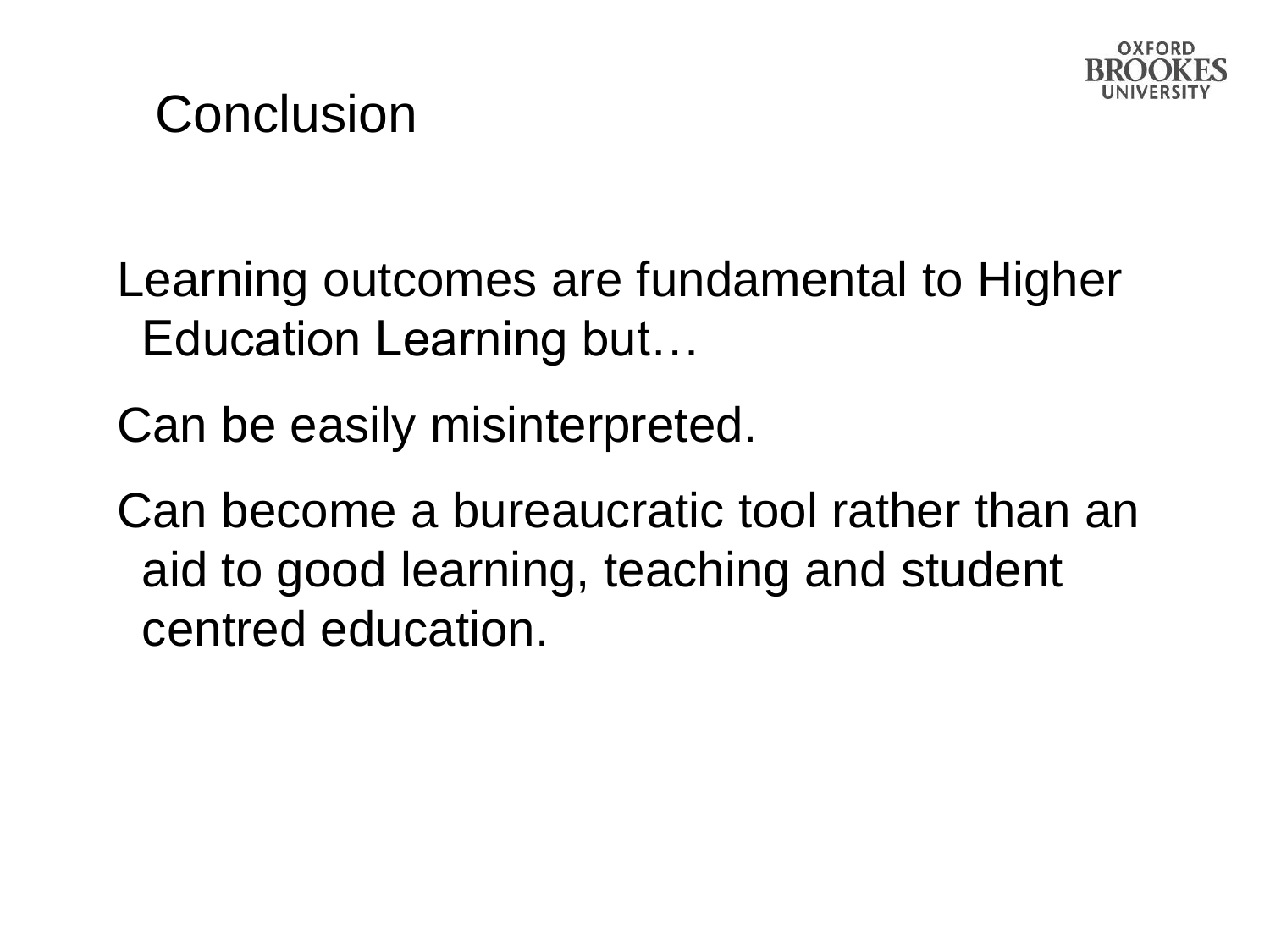# Conclusion

Learning outcomes are fundamental to Higher Education Learning but…

Can be easily misinterpreted.

Can become a bureaucratic tool rather than an aid to good learning, teaching and student centred education.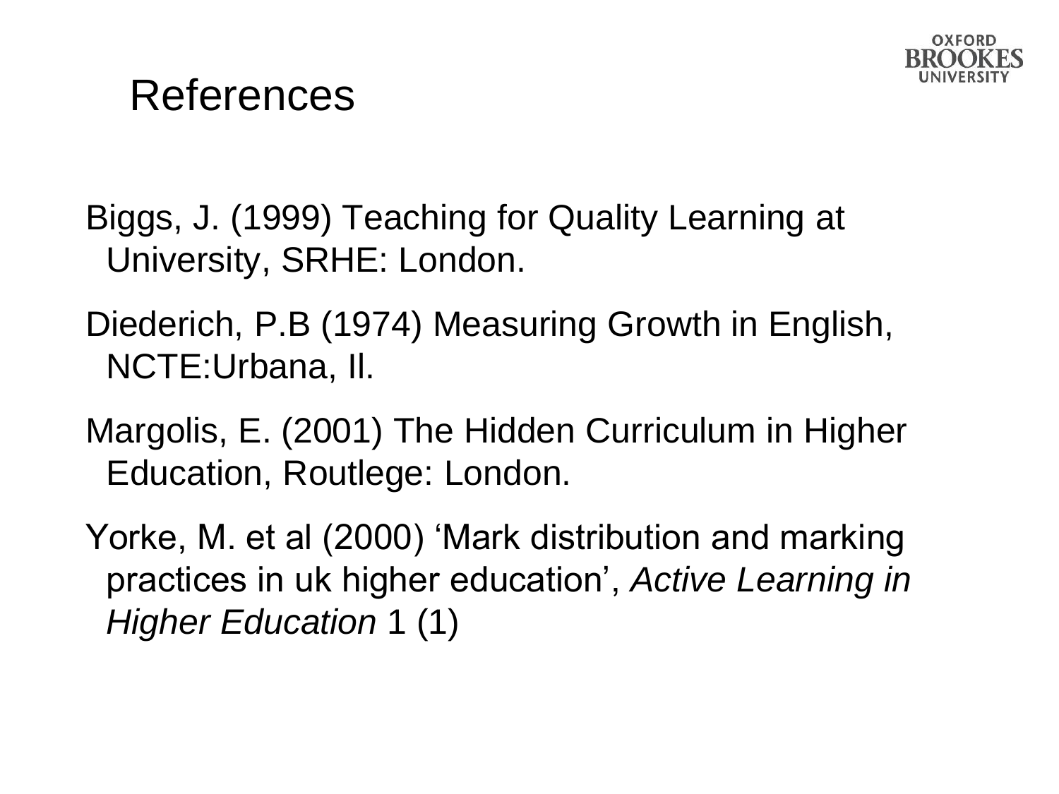# References

Biggs, J. (1999) Teaching for Quality Learning at University, SRHE: London.

Diederich, P.B (1974) Measuring Growth in English, NCTE:Urbana, Il.

Margolis, E. (2001) The Hidden Curriculum in Higher Education, Routlege: London.

Yorke, M. et al (2000) 'Mark distribution and marking practices in uk higher education', *Active Learning in Higher Education* 1 (1)